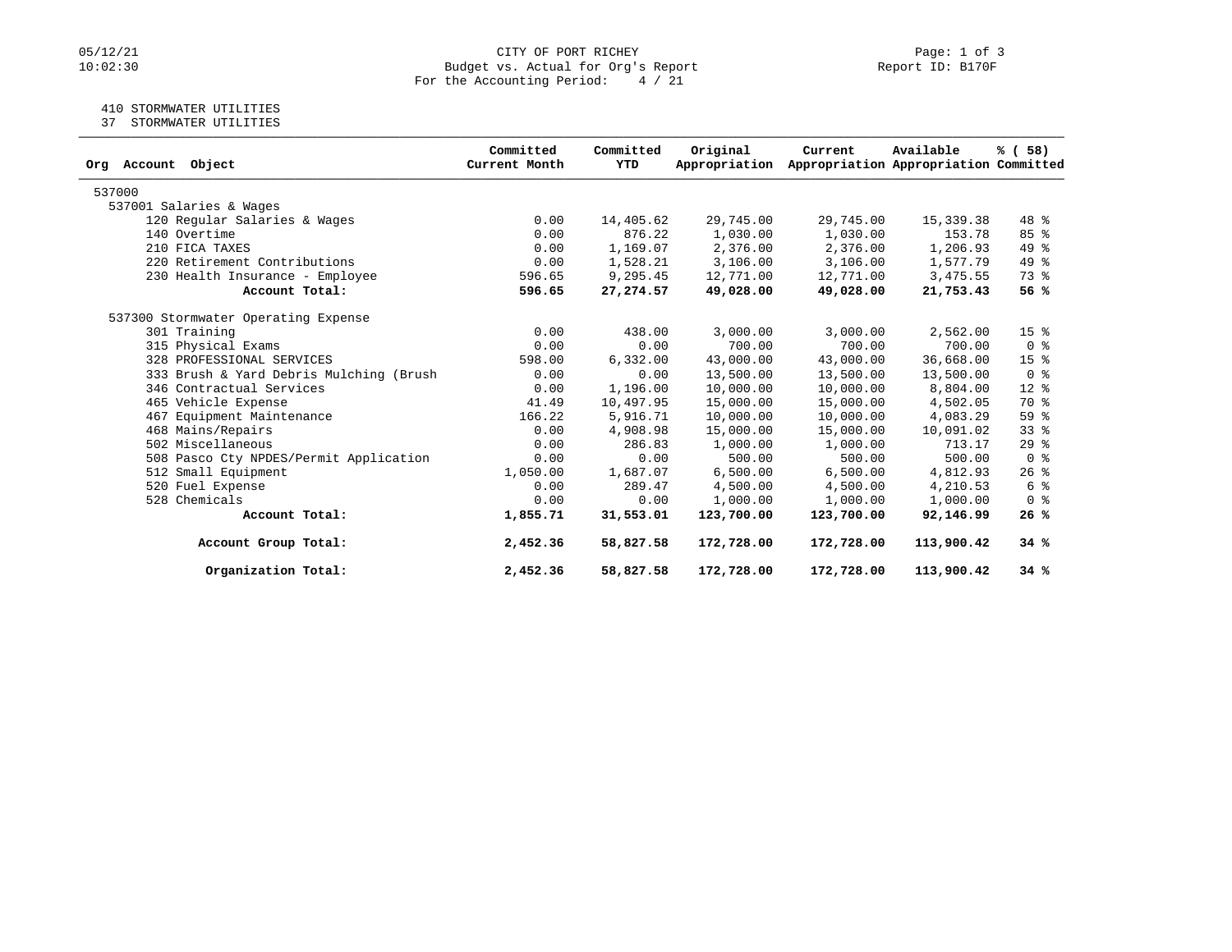CITY OF PORT RICHEY
Budget vs. Actual for Org's Report
For the Accounting Period: 4 / 21

05/12/21
10:02:30

Report ID: B170F

410 STORMWATER UTILITIES
37 STORMWATER UTILITIES

| Org Account Object | Committed Current Month | Committed YTD | Original Appropriation | Current Appropriation | Available Appropriation | % ( 58) Committed |
|---|---|---|---|---|---|---|
| 537000 | | | | | | |
| 537001 Salaries & Wages | | | | | | |
| 120 Regular Salaries & Wages | 0.00 | 14,405.62 | 29,745.00 | 29,745.00 | 15,339.38 | 48 % |
| 140 Overtime | 0.00 | 876.22 | 1,030.00 | 1,030.00 | 153.78 | 85 % |
| 210 FICA TAXES | 0.00 | 1,169.07 | 2,376.00 | 2,376.00 | 1,206.93 | 49 % |
| 220 Retirement Contributions | 0.00 | 1,528.21 | 3,106.00 | 3,106.00 | 1,577.79 | 49 % |
| 230 Health Insurance - Employee | 596.65 | 9,295.45 | 12,771.00 | 12,771.00 | 3,475.55 | 73 % |
| **Account Total:** | **596.65** | **27,274.57** | **49,028.00** | **49,028.00** | **21,753.43** | **56 %** |
| 537300 Stormwater Operating Expense | | | | | | |
| 301 Training | 0.00 | 438.00 | 3,000.00 | 3,000.00 | 2,562.00 | 15 % |
| 315 Physical Exams | 0.00 | 0.00 | 700.00 | 700.00 | 700.00 | 0 % |
| 328 PROFESSIONAL SERVICES | 598.00 | 6,332.00 | 43,000.00 | 43,000.00 | 36,668.00 | 15 % |
| 333 Brush & Yard Debris Mulching (Brush | 0.00 | 0.00 | 13,500.00 | 13,500.00 | 13,500.00 | 0 % |
| 346 Contractual Services | 0.00 | 1,196.00 | 10,000.00 | 10,000.00 | 8,804.00 | 12 % |
| 465 Vehicle Expense | 41.49 | 10,497.95 | 15,000.00 | 15,000.00 | 4,502.05 | 70 % |
| 467 Equipment Maintenance | 166.22 | 5,916.71 | 10,000.00 | 10,000.00 | 4,083.29 | 59 % |
| 468 Mains/Repairs | 0.00 | 4,908.98 | 15,000.00 | 15,000.00 | 10,091.02 | 33 % |
| 502 Miscellaneous | 0.00 | 286.83 | 1,000.00 | 1,000.00 | 713.17 | 29 % |
| 508 Pasco Cty NPDES/Permit Application | 0.00 | 0.00 | 500.00 | 500.00 | 500.00 | 0 % |
| 512 Small Equipment | 1,050.00 | 1,687.07 | 6,500.00 | 6,500.00 | 4,812.93 | 26 % |
| 520 Fuel Expense | 0.00 | 289.47 | 4,500.00 | 4,500.00 | 4,210.53 | 6 % |
| 528 Chemicals | 0.00 | 0.00 | 1,000.00 | 1,000.00 | 1,000.00 | 0 % |
| **Account Total:** | **1,855.71** | **31,553.01** | **123,700.00** | **123,700.00** | **92,146.99** | **26 %** |
| **Account Group Total:** | **2,452.36** | **58,827.58** | **172,728.00** | **172,728.00** | **113,900.42** | **34 %** |
| **Organization Total:** | **2,452.36** | **58,827.58** | **172,728.00** | **172,728.00** | **113,900.42** | **34 %** |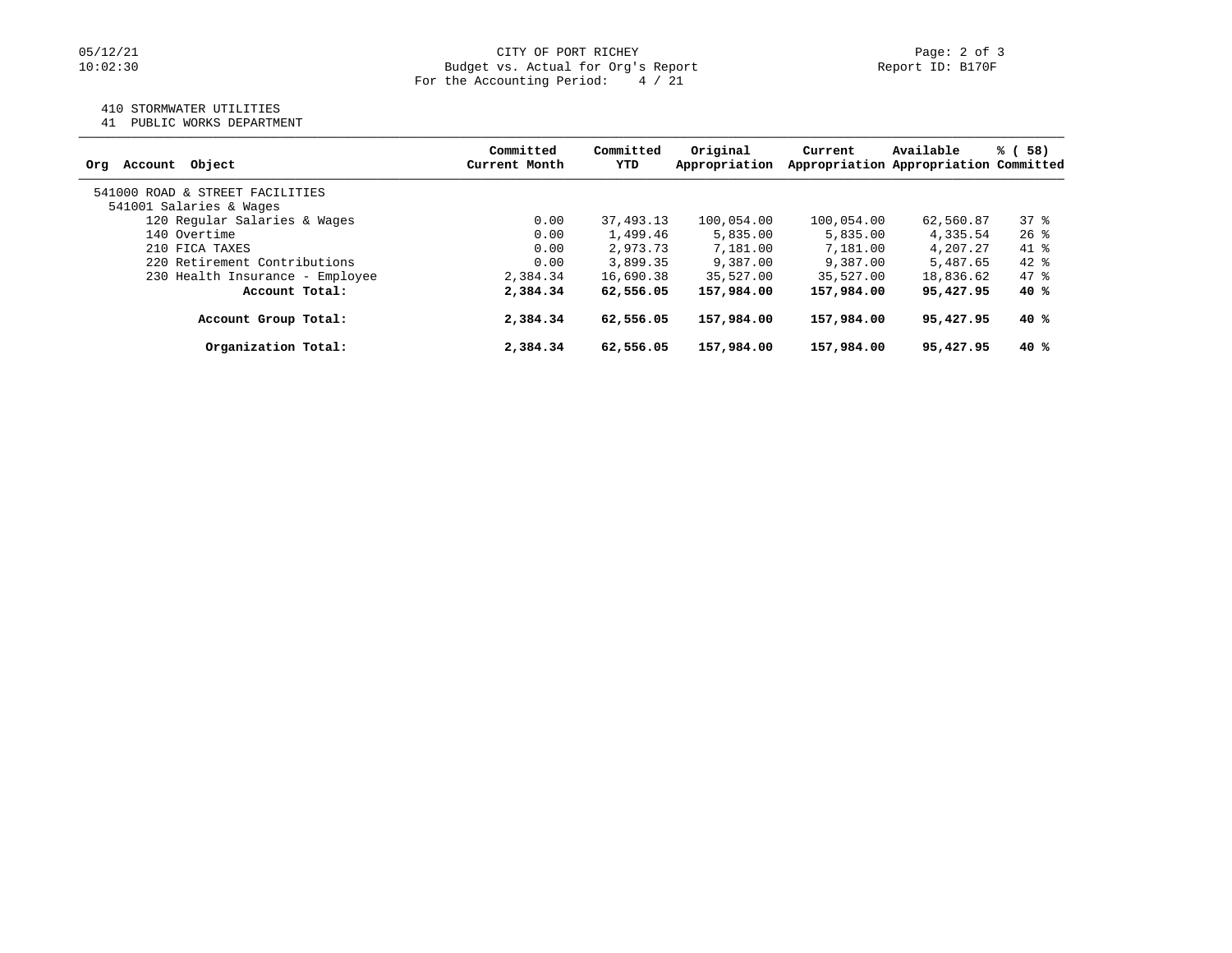CITY OF PORT RICHEY
Budget vs. Actual for Org's Report
For the Accounting Period: 4 / 21

410 STORMWATER UTILITIES
41 PUBLIC WORKS DEPARTMENT

| Org Account Object | Committed Current Month | Committed YTD | Original Appropriation | Current Appropriation | Available Appropriation | % ( 58) Committed |
|---|---|---|---|---|---|---|
| 541000 ROAD & STREET FACILITIES | | | | | | |
| 541001 Salaries & Wages | | | | | | |
| 120 Regular Salaries & Wages | 0.00 | 37,493.13 | 100,054.00 | 100,054.00 | 62,560.87 | 37 % |
| 140 Overtime | 0.00 | 1,499.46 | 5,835.00 | 5,835.00 | 4,335.54 | 26 % |
| 210 FICA TAXES | 0.00 | 2,973.73 | 7,181.00 | 7,181.00 | 4,207.27 | 41 % |
| 220 Retirement Contributions | 0.00 | 3,899.35 | 9,387.00 | 9,387.00 | 5,487.65 | 42 % |
| 230 Health Insurance - Employee | 2,384.34 | 16,690.38 | 35,527.00 | 35,527.00 | 18,836.62 | 47 % |
| **Account Total:** | **2,384.34** | **62,556.05** | **157,984.00** | **157,984.00** | **95,427.95** | **40 %** |
| **Account Group Total:** | **2,384.34** | **62,556.05** | **157,984.00** | **157,984.00** | **95,427.95** | **40 %** |
| **Organization Total:** | **2,384.34** | **62,556.05** | **157,984.00** | **157,984.00** | **95,427.95** | **40 %** |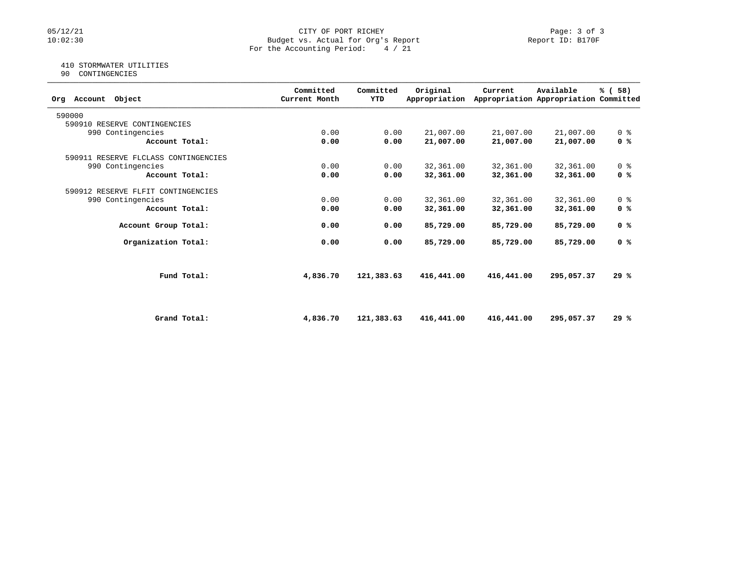CITY OF PORT RICHEY
Budget vs. Actual for Org's Report
For the Accounting Period: 4 / 21

410 STORMWATER UTILITIES
90 CONTINGENCIES

| Org Account Object | Committed Current Month | Committed YTD | Original Appropriation | Current Appropriation | Available Appropriation | % ( 58) Committed |
|---|---|---|---|---|---|---|
| 590000 | | | | | | |
| 590910 RESERVE CONTINGENCIES | | | | | | |
| 990 Contingencies | 0.00 | 0.00 | 21,007.00 | 21,007.00 | 21,007.00 | 0 % |
| **Account Total:** | **0.00** | **0.00** | **21,007.00** | **21,007.00** | **21,007.00** | **0 %** |
| 590911 RESERVE FLCLASS CONTINGENCIES | | | | | | |
| 990 Contingencies | 0.00 | 0.00 | 32,361.00 | 32,361.00 | 32,361.00 | 0 % |
| **Account Total:** | **0.00** | **0.00** | **32,361.00** | **32,361.00** | **32,361.00** | **0 %** |
| 590912 RESERVE FLFIT CONTINGENCIES | | | | | | |
| 990 Contingencies | 0.00 | 0.00 | 32,361.00 | 32,361.00 | 32,361.00 | 0 % |
| **Account Total:** | **0.00** | **0.00** | **32,361.00** | **32,361.00** | **32,361.00** | **0 %** |
| **Account Group Total:** | **0.00** | **0.00** | **85,729.00** | **85,729.00** | **85,729.00** | **0 %** |
| **Organization Total:** | **0.00** | **0.00** | **85,729.00** | **85,729.00** | **85,729.00** | **0 %** |
| **Fund Total:** | **4,836.70** | **121,383.63** | **416,441.00** | **416,441.00** | **295,057.37** | **29 %** |
| **Grand Total:** | **4,836.70** | **121,383.63** | **416,441.00** | **416,441.00** | **295,057.37** | **29 %** |